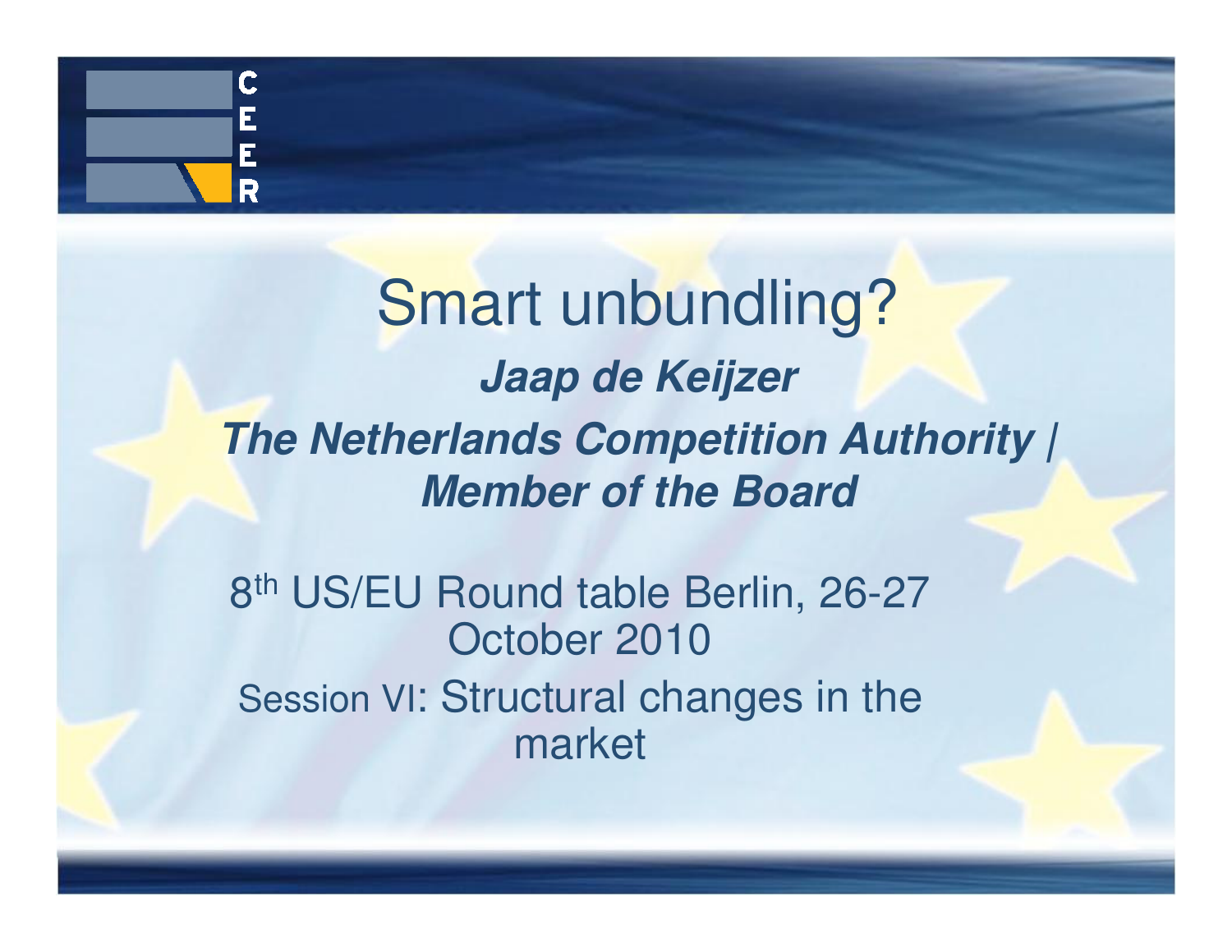# Smart unbundling?

***Jaap de Keijzer***

***The Netherlands Competition Authority | Member of the Board***

8th US/EU Round table Berlin, 26-27 October 2010

Session VI: Structural changes in the market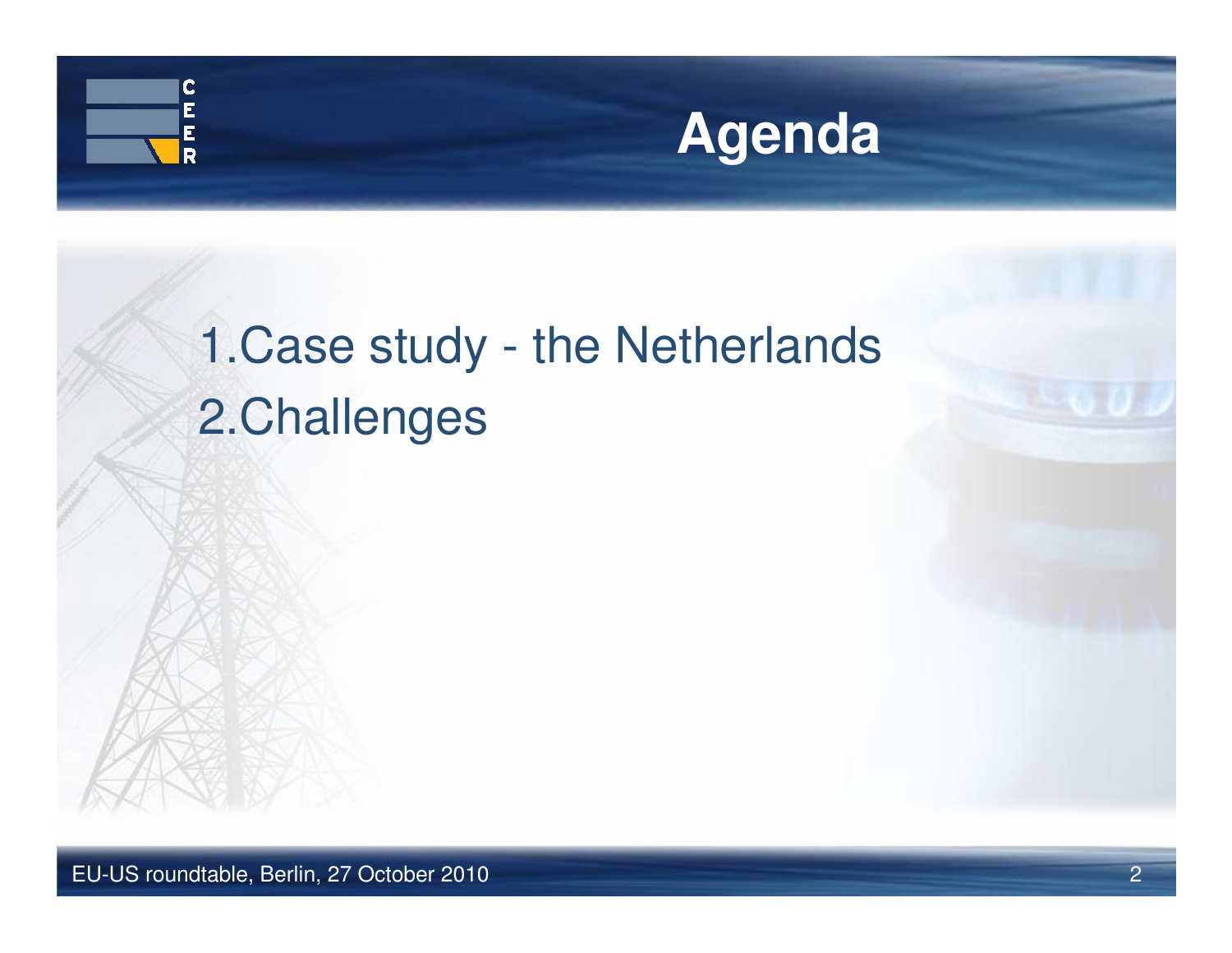# Agenda

1. Case study - the Netherlands
2. Challenges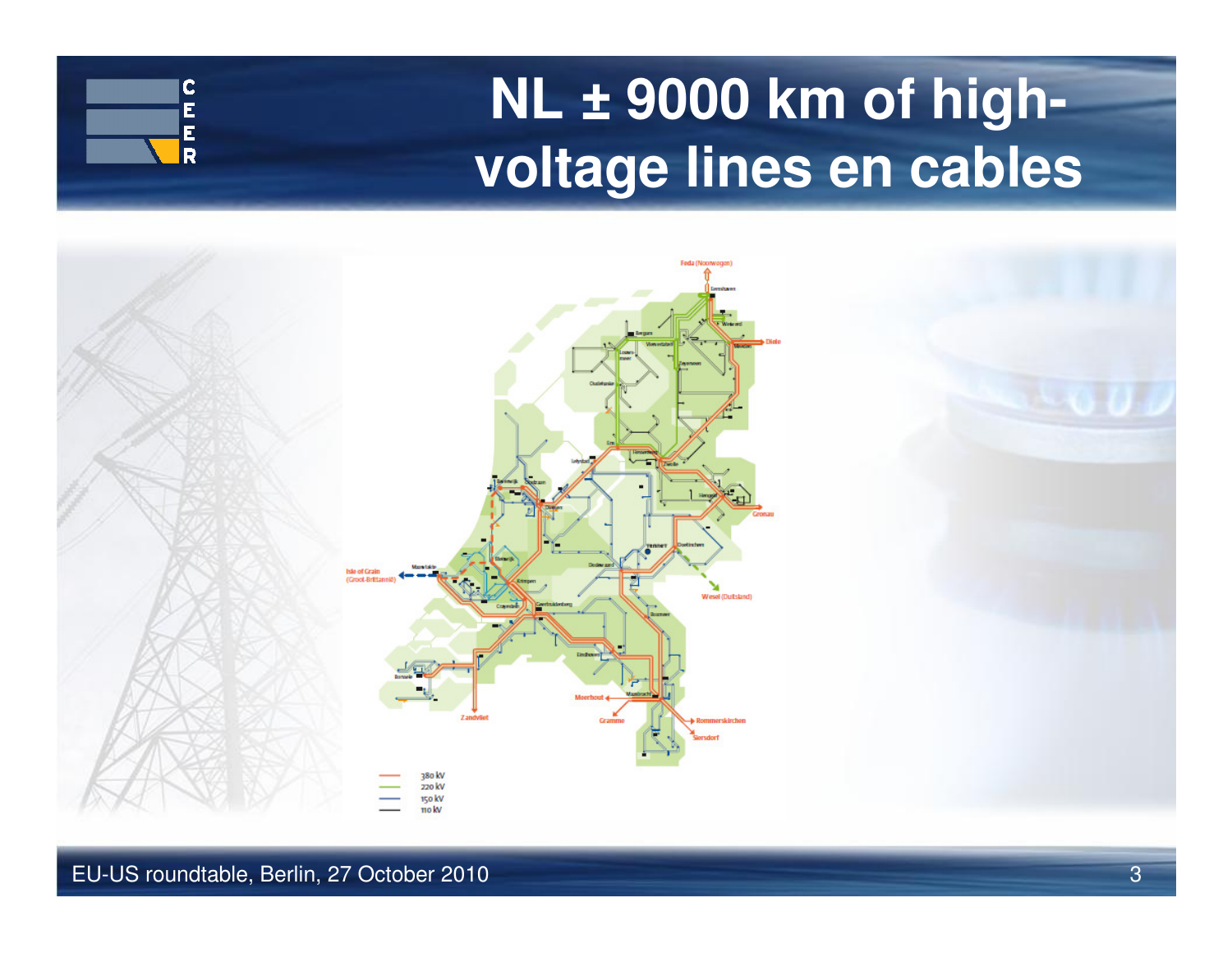# NL ± 9000 km of high-voltage lines en cables

Feda (Noorwegen)

Eemshaven

Weiwerd

Diele

Bergum

Vierverlaten

Louwsmeer

Zeyerveen

Oudehaske

Ens

Lelystad

Hessenweg

Zwolle

Beverwijk

Oostzaan

Diemen

Hengelo

Gronau

Doetinchem

Isle of Grain (Groot-Brittannië)

Maasvlakte

Bleiswijk

Krimpen

Dodewaard

Wesel (Duitsland)

Crayestein

Geertruidenberg

Boxmeer

Eindhoven

Borssele

Meerhout

Maasbracht

Zandvliet

Gramme

Rommerskirchen

Siersdorf

380 kV

220 kV

150 kV

110 kV

EU-US roundtable, Berlin, 27 October 2010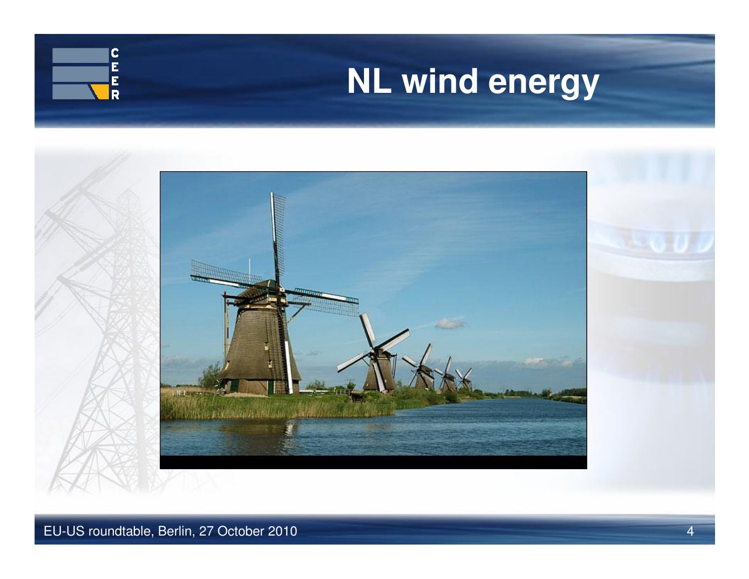# NL wind energy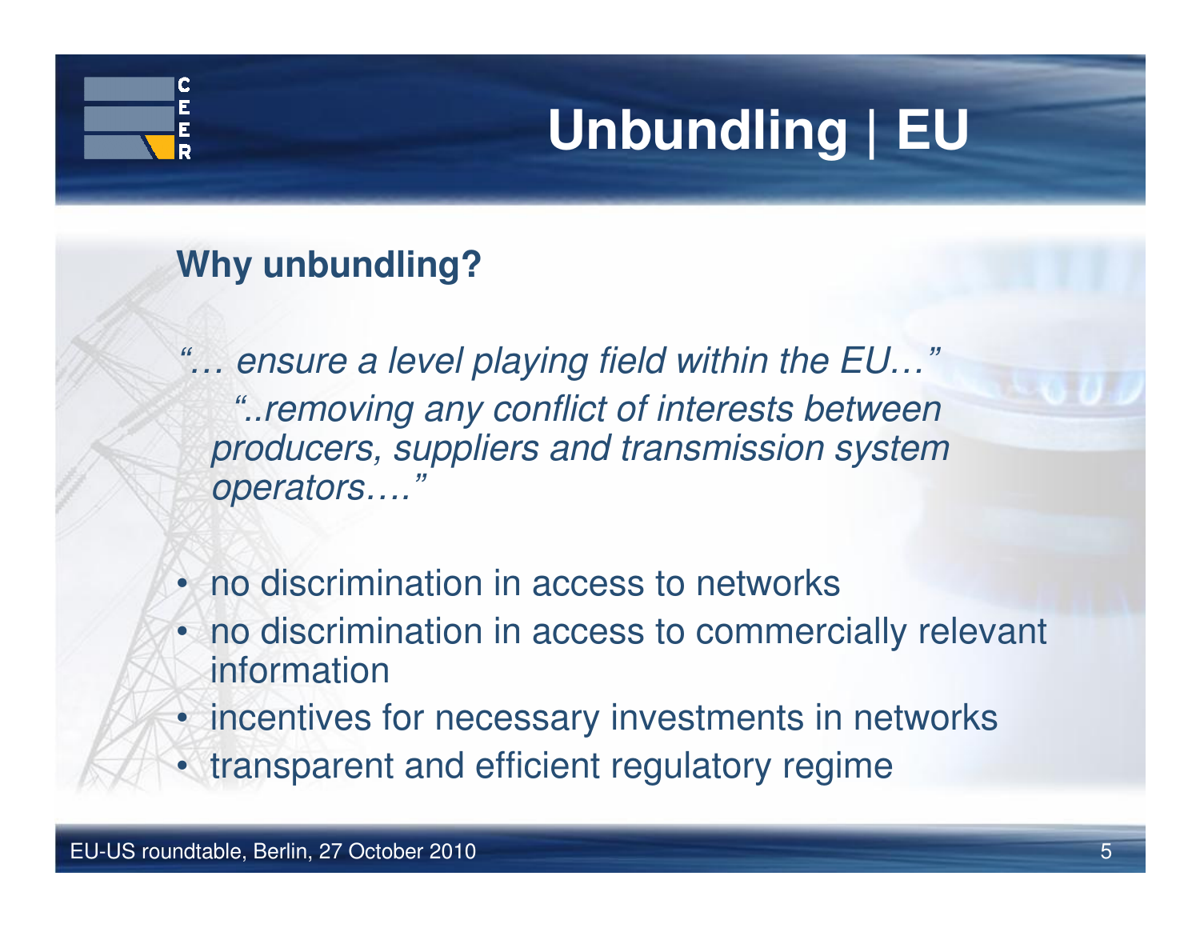# Unbundling | EU

## Why unbundling?

*"… ensure a level playing field within the EU…"*

*"..removing any conflict of interests between producers, suppliers and transmission system operators…."*

- no discrimination in access to networks
- no discrimination in access to commercially relevant information
- incentives for necessary investments in networks
- transparent and efficient regulatory regime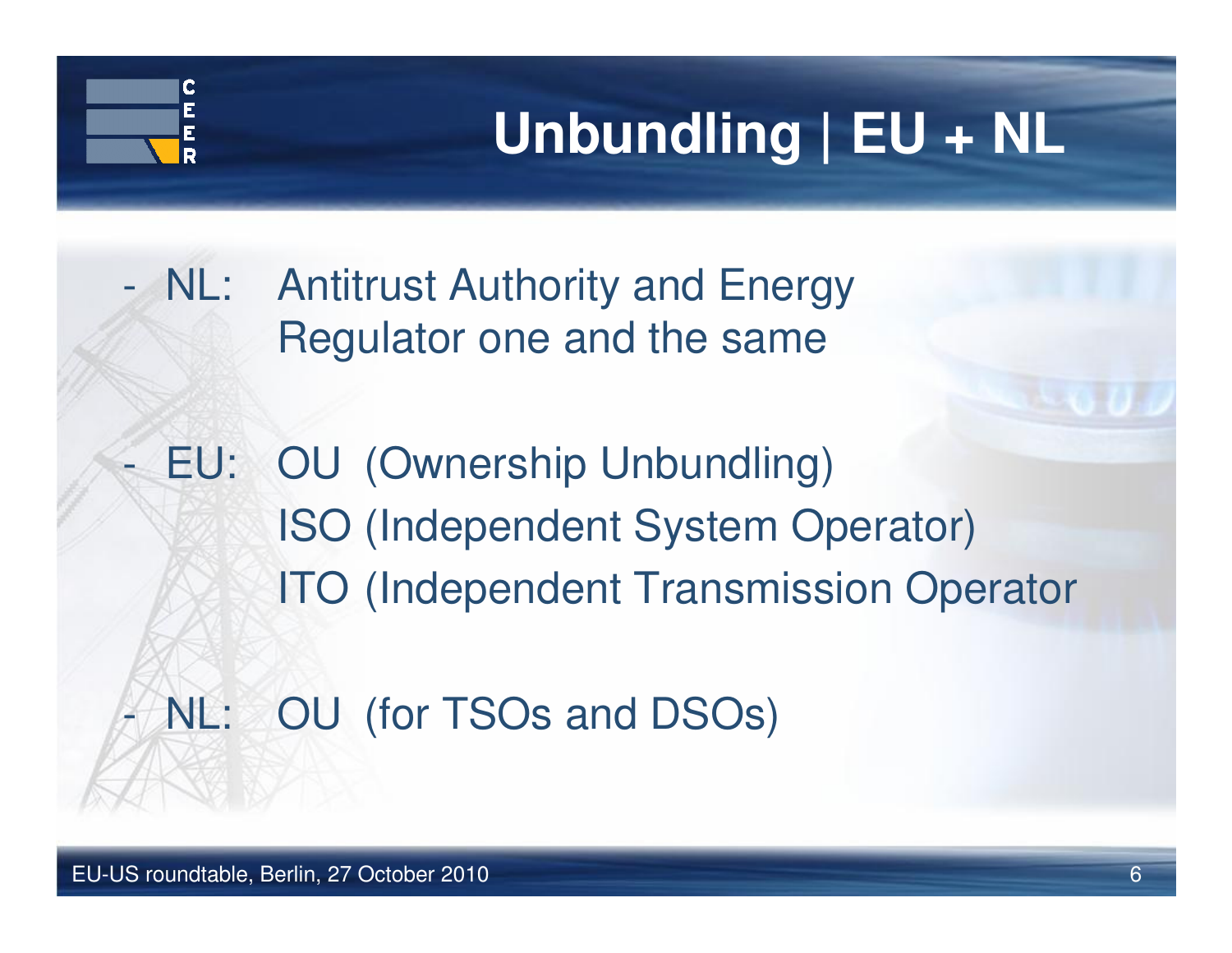# Unbundling | EU + NL

- NL: Antitrust Authority and Energy Regulator one and the same

- EU: OU (Ownership Unbundling)
  ISO (Independent System Operator)
  ITO (Independent Transmission Operator

- NL: OU (for TSOs and DSOs)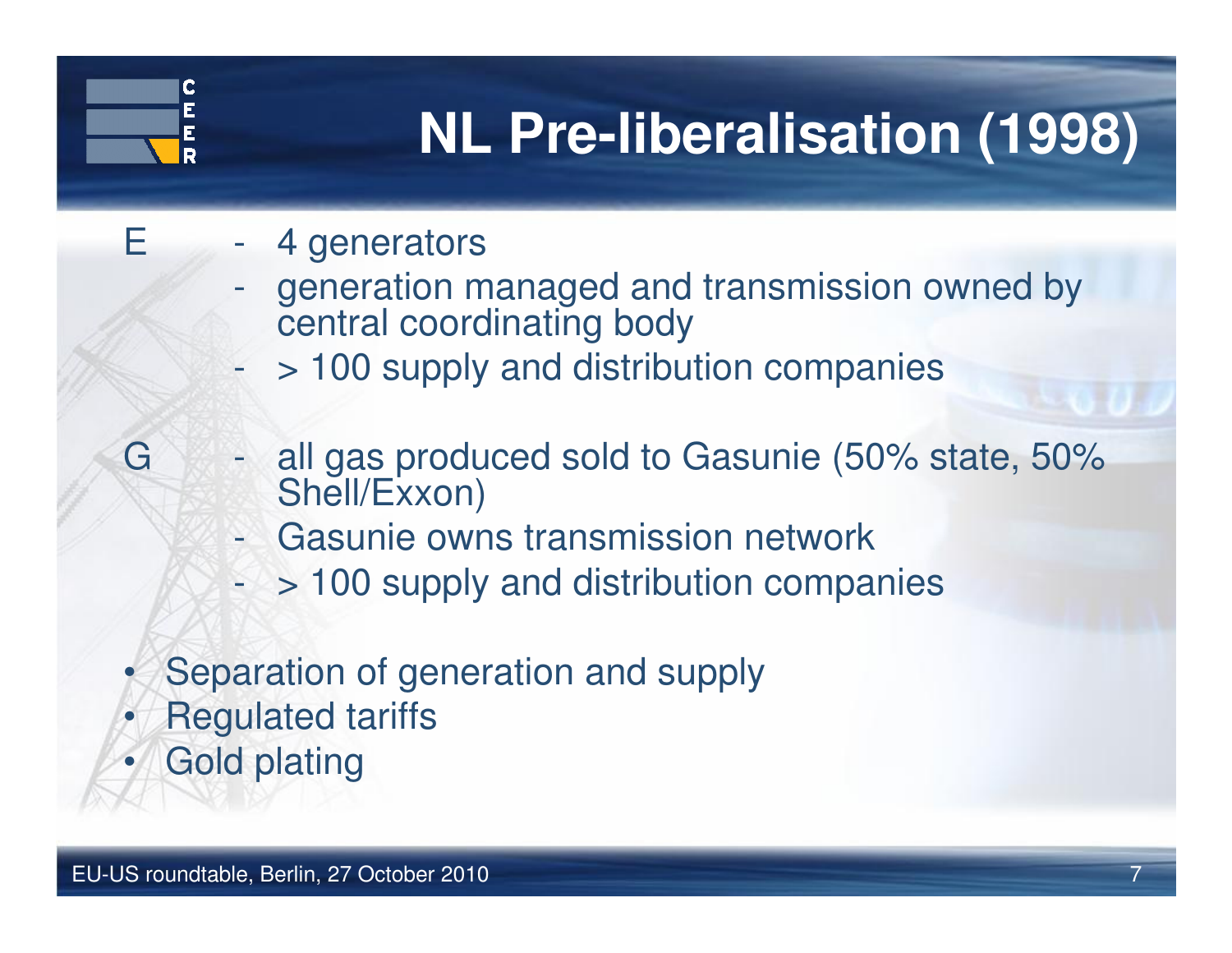# NL Pre-liberalisation (1998)

E
- 4 generators
- generation managed and transmission owned by central coordinating body
- > 100 supply and distribution companies

G
- all gas produced sold to Gasunie (50% state, 50% Shell/Exxon)
- Gasunie owns transmission network
- > 100 supply and distribution companies

- Separation of generation and supply
- Regulated tariffs
- Gold plating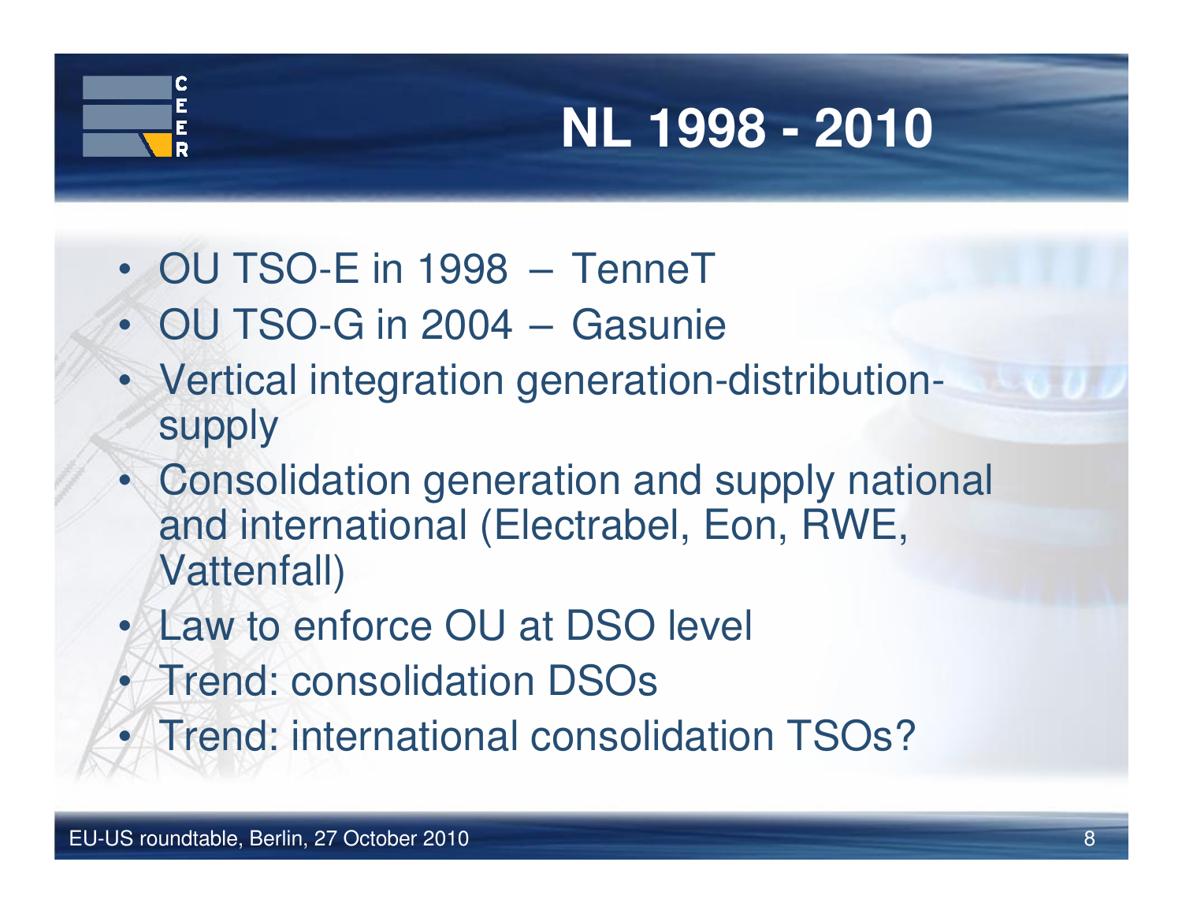# NL 1998 - 2010

- OU TSO-E in 1998 – TenneT
- OU TSO-G in 2004 – Gasunie
- Vertical integration generation-distribution-supply
- Consolidation generation and supply national and international (Electrabel, Eon, RWE, Vattenfall)
- Law to enforce OU at DSO level
- Trend: consolidation DSOs
- Trend: international consolidation TSOs?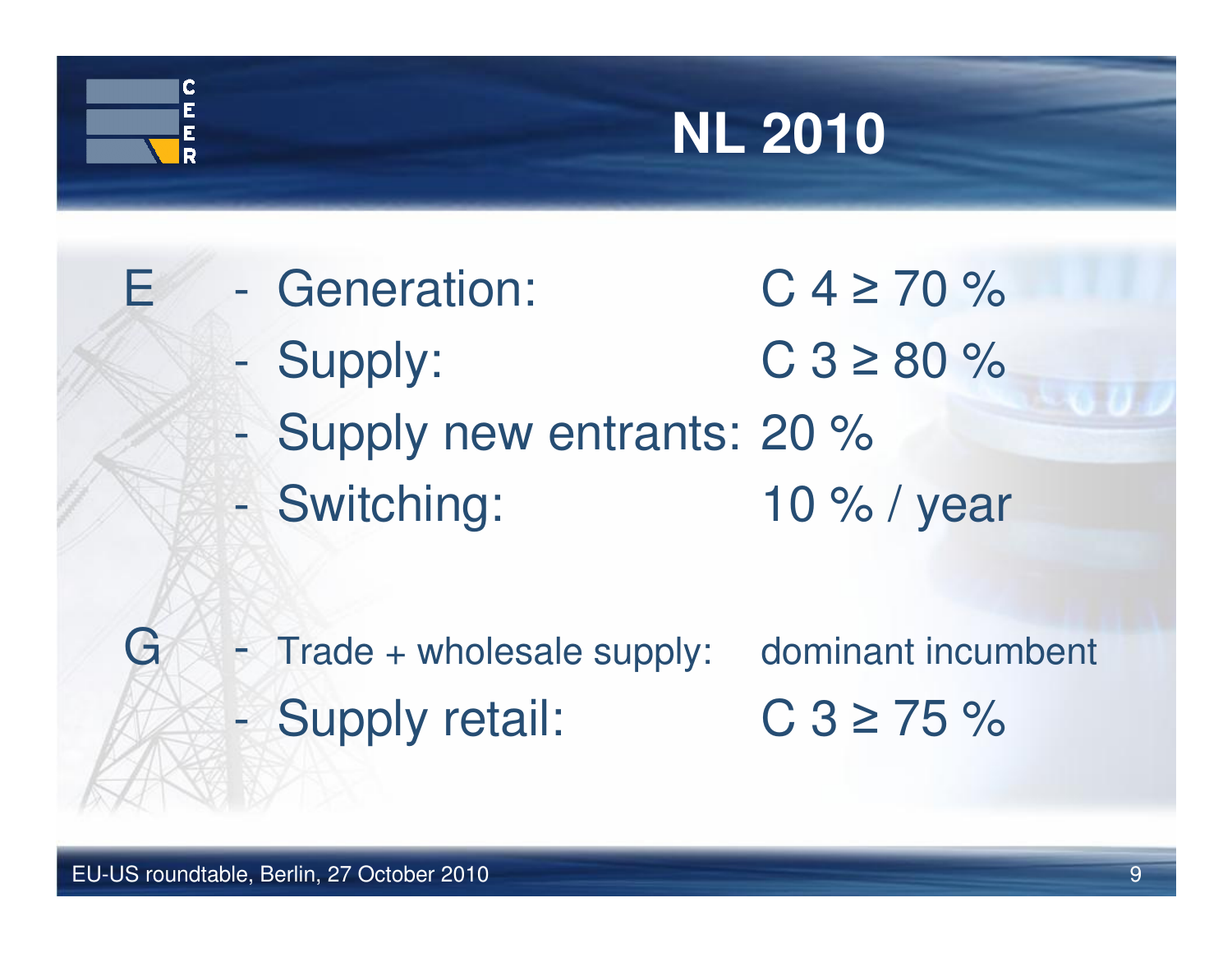# NL 2010

E
- Generation: C 4 ≥ 70 %
- Supply: C 3 ≥ 80 %
- Supply new entrants: 20 %
- Switching: 10 % / year

G
- Trade + wholesale supply: dominant incumbent
- Supply retail: C 3 ≥ 75 %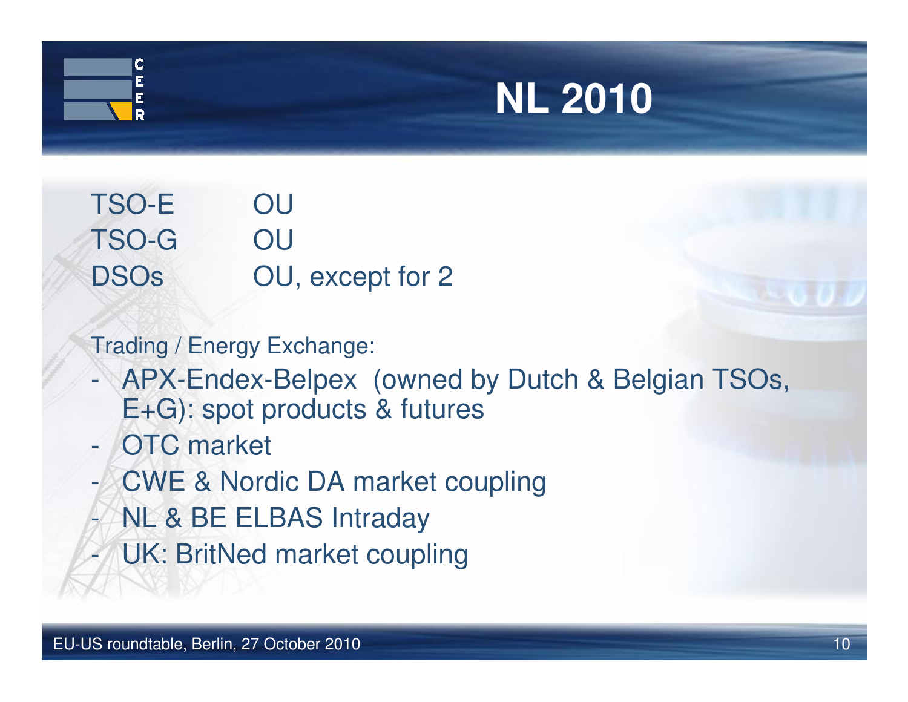# NL 2010

| | |
|---|---|
| TSO-E | OU |
| TSO-G | OU |
| DSOs | OU, except for 2 |

Trading / Energy Exchange:

- APX-Endex-Belpex (owned by Dutch & Belgian TSOs, E+G): spot products & futures
- OTC market
- CWE & Nordic DA market coupling
- NL & BE ELBAS Intraday
- UK: BritNed market coupling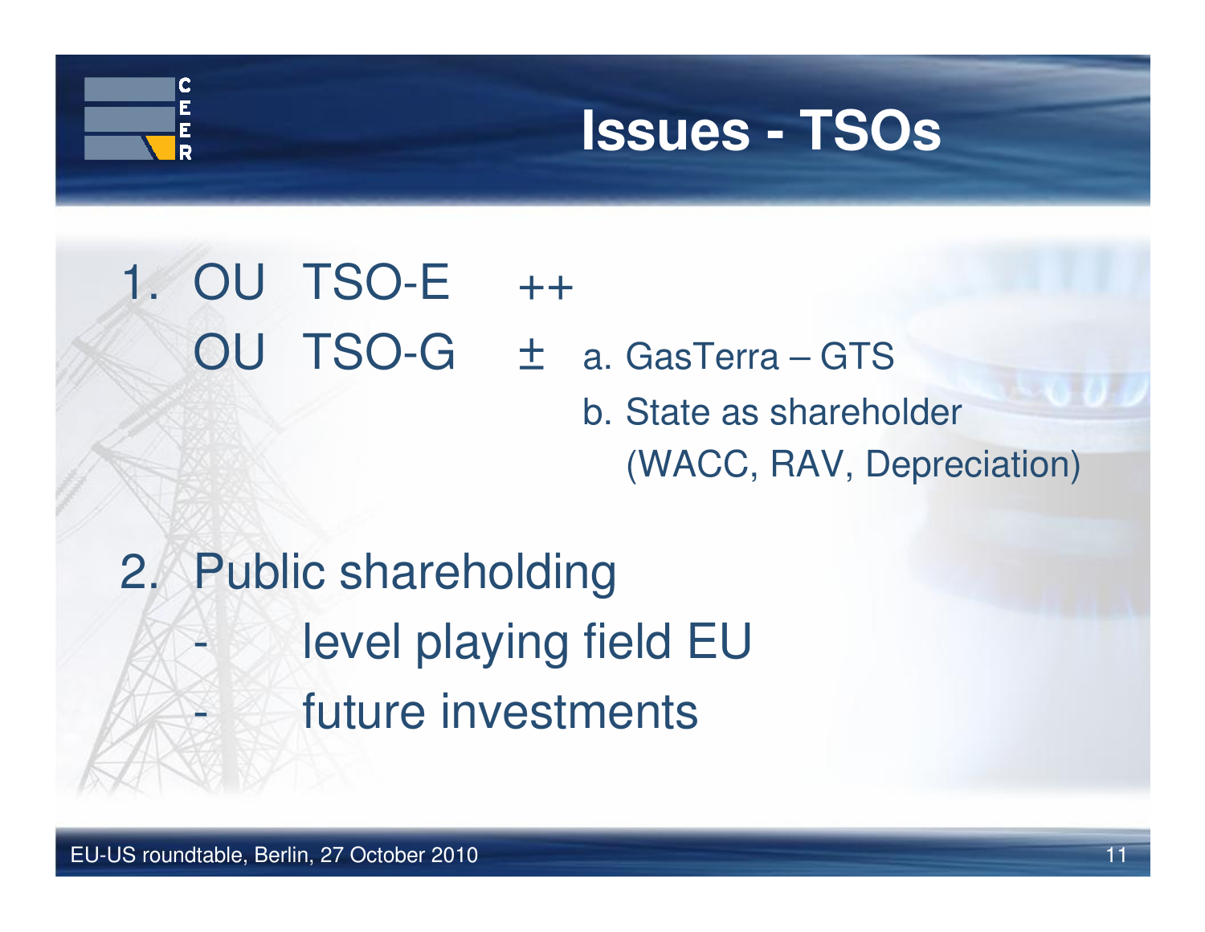# Issues - TSOs

1. OU TSO-E ++

   OU TSO-G ± a. GasTerra – GTS

   b. State as shareholder (WACC, RAV, Depreciation)

2. Public shareholding
   - level playing field EU
   - future investments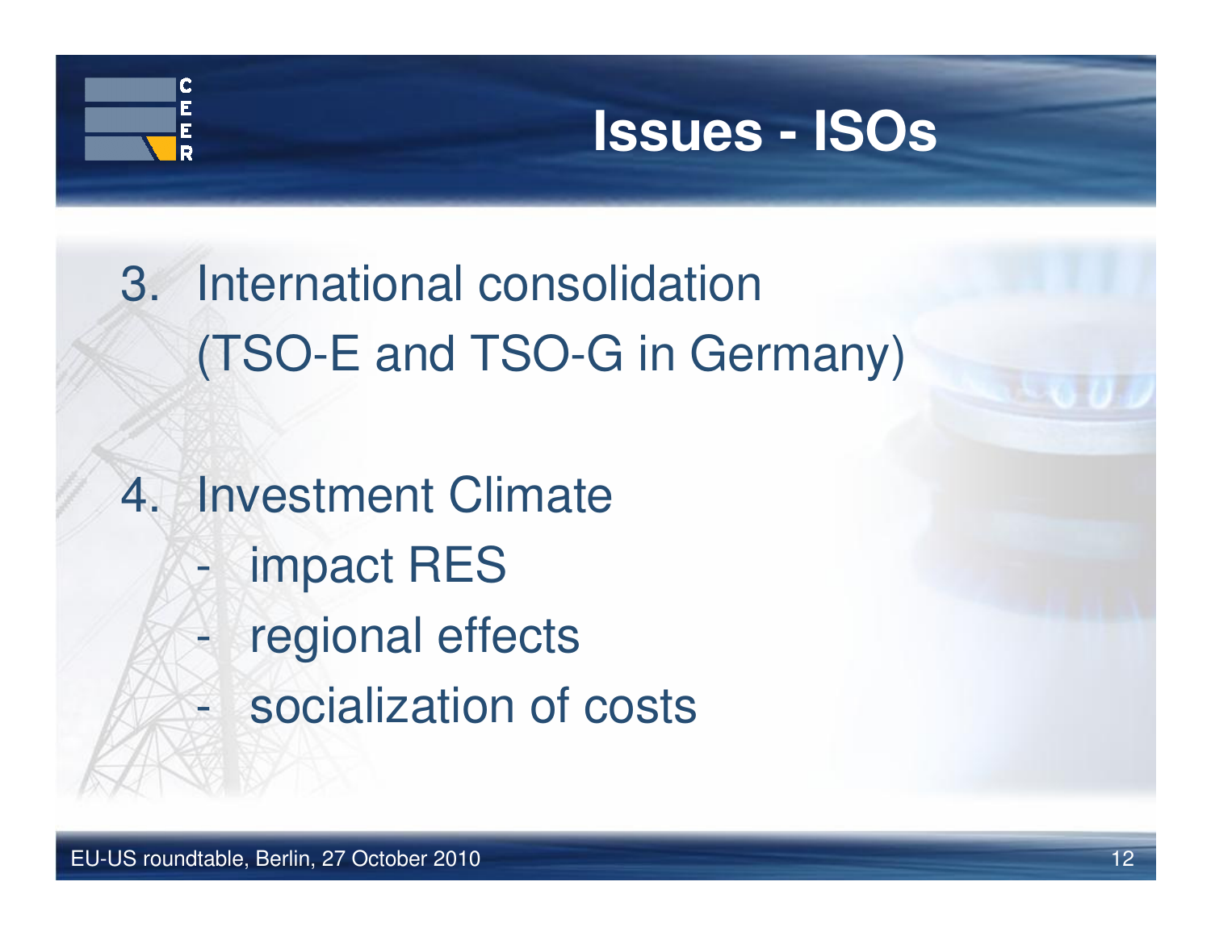# Issues - ISOs

3. International consolidation (TSO-E and TSO-G in Germany)

4. Investment Climate
   - impact RES
   - regional effects
   - socialization of costs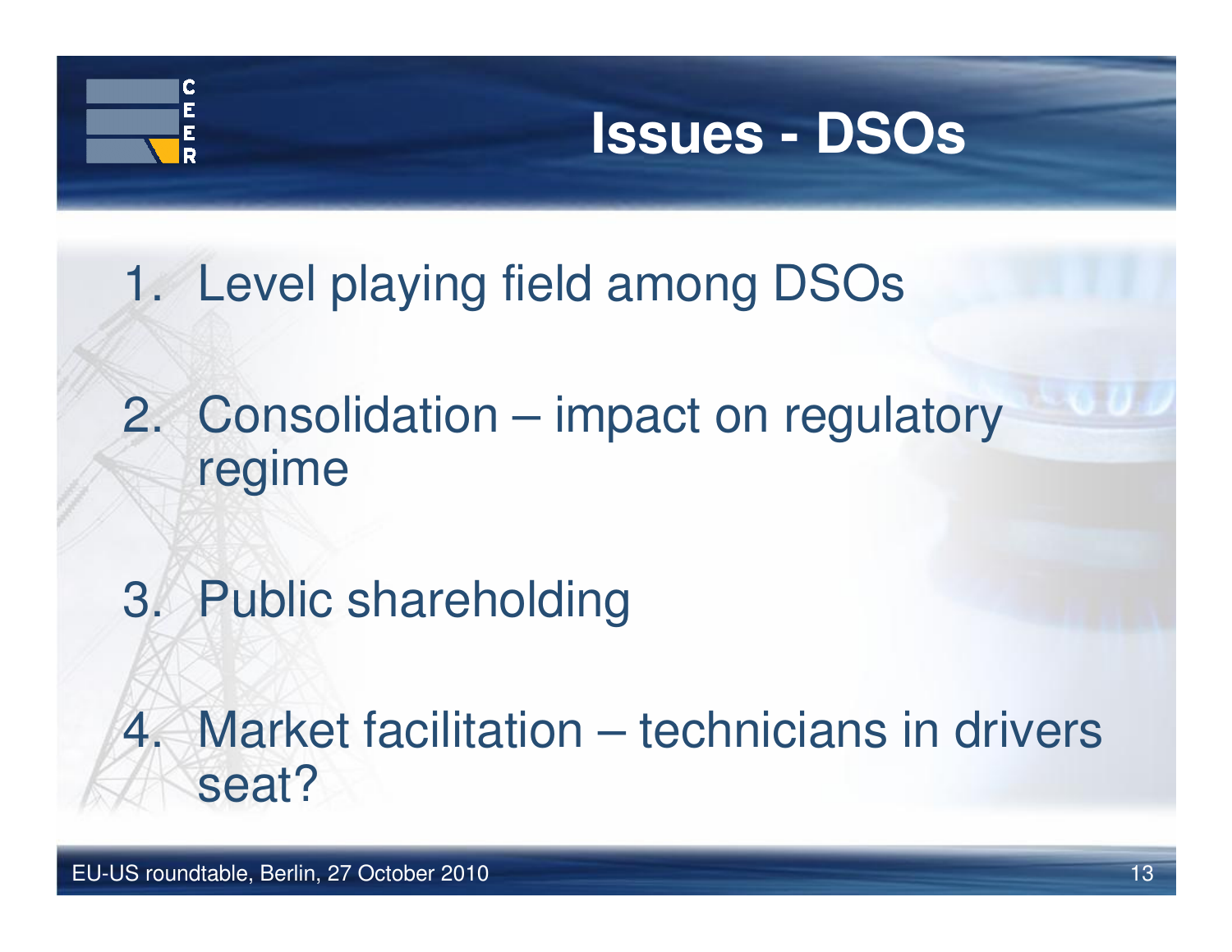# Issues - DSOs

1. Level playing field among DSOs
2. Consolidation – impact on regulatory regime
3. Public shareholding
4. Market facilitation – technicians in drivers seat?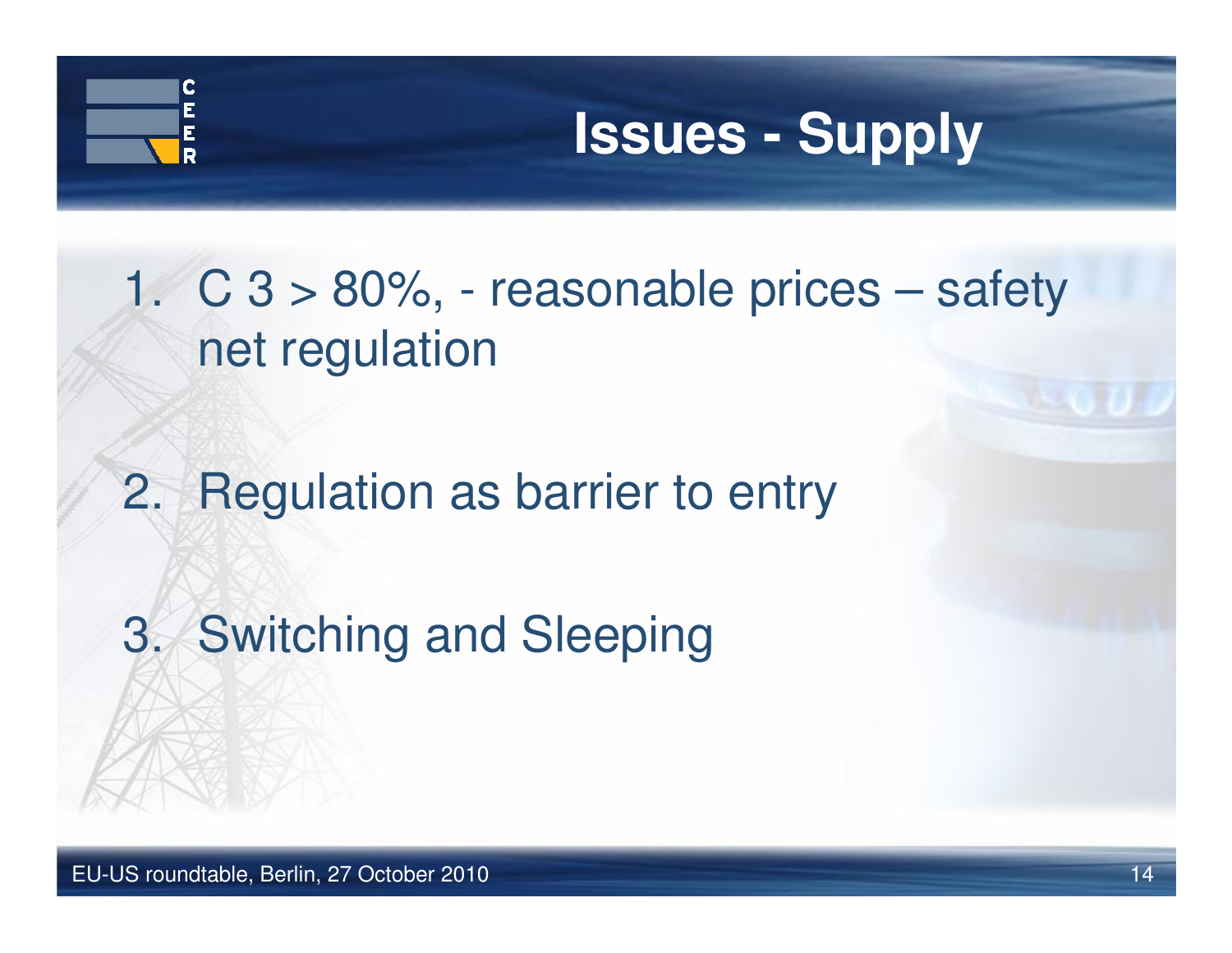# Issues - Supply

1. C 3 > 80%, - reasonable prices – safety net regulation

2. Regulation as barrier to entry

3. Switching and Sleeping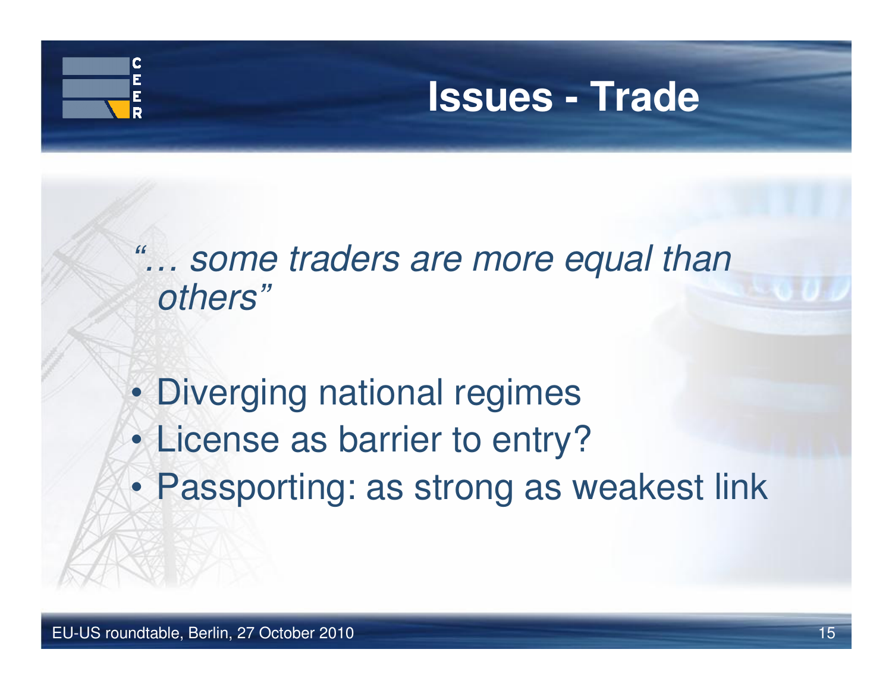# Issues - Trade

*"… some traders are more equal than others"*

- Diverging national regimes
- License as barrier to entry?
- Passporting: as strong as weakest link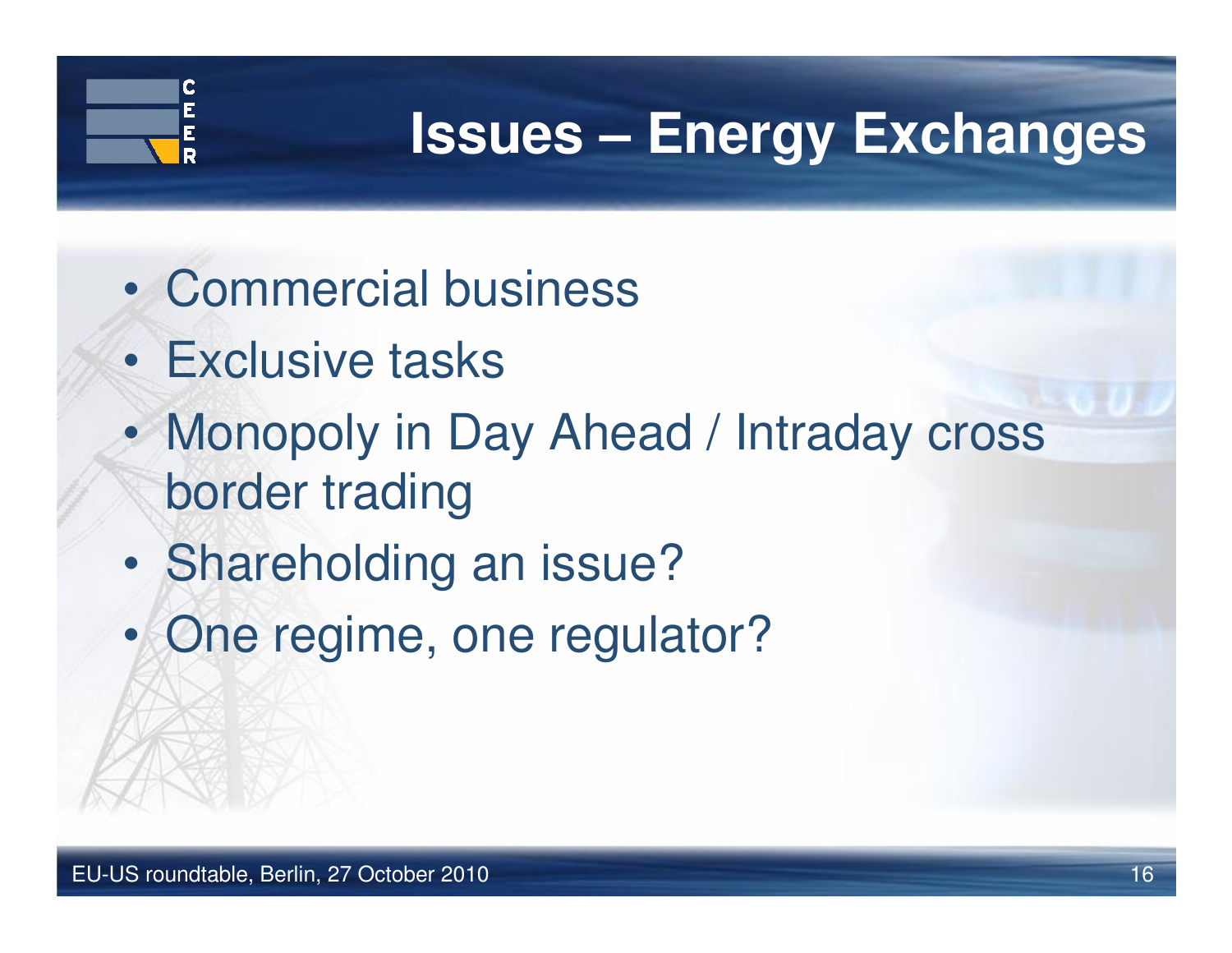# Issues – Energy Exchanges

- Commercial business
- Exclusive tasks
- Monopoly in Day Ahead / Intraday cross border trading
- Shareholding an issue?
- One regime, one regulator?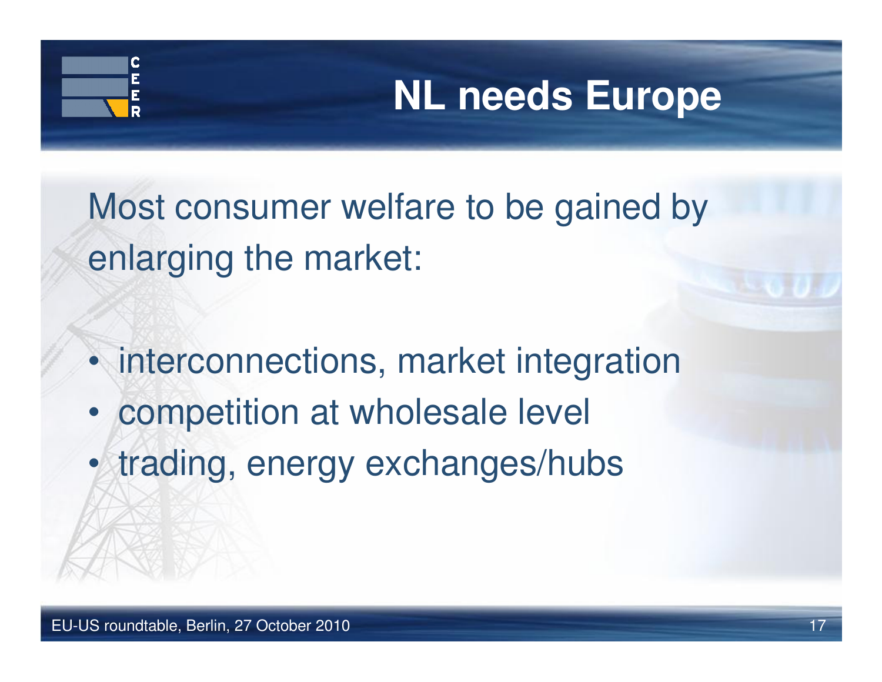# NL needs Europe

Most consumer welfare to be gained by enlarging the market:

- interconnections, market integration
- competition at wholesale level
- trading, energy exchanges/hubs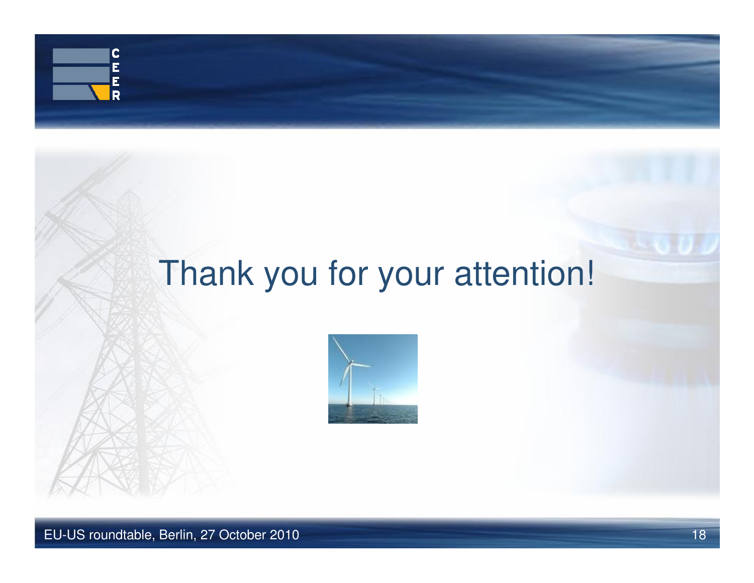# Thank you for your attention!